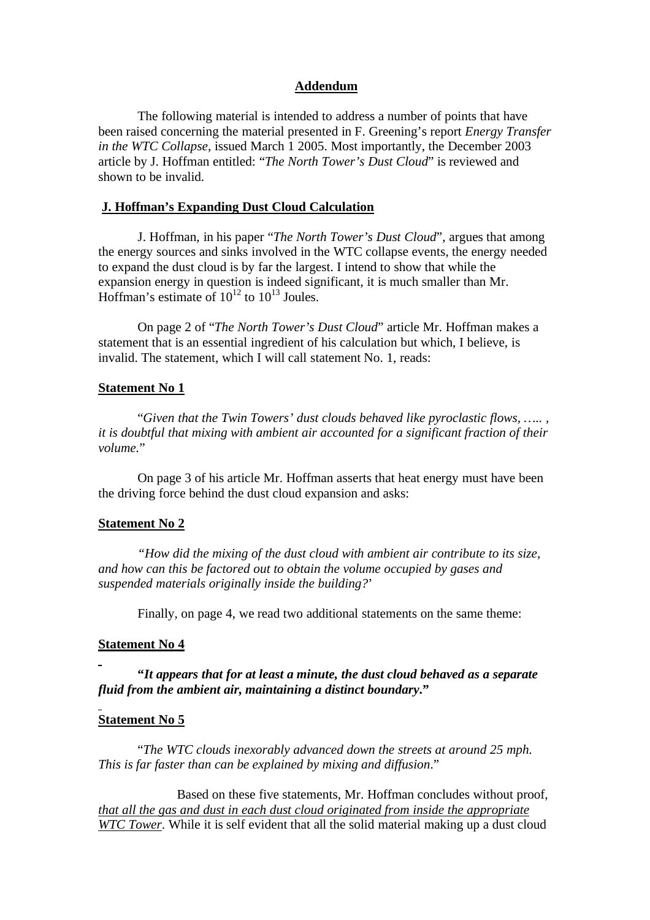## Addendum

The following material is intended to address a number of points that have been raised concerning the material presented in F. Greening's report *Energy Transfer in the WTC Collapse*, issued March 1 2005. Most importantly, the December 2003 article by J. Hoffman entitled: "*The North Tower's Dust Cloud*" is reviewed and shown to be invalid.

### J. Hoffman's Expanding Dust Cloud Calculation

J. Hoffman, in his paper "*The North Tower's Dust Cloud*", argues that among the energy sources and sinks involved in the WTC collapse events, the energy needed to expand the dust cloud is by far the largest. I intend to show that while the expansion energy in question is indeed significant, it is much smaller than Mr. Hoffman's estimate of $10^{12}$ to $10^{13}$ Joules.

On page 2 of "*The North Tower's Dust Cloud*" article Mr. Hoffman makes a statement that is an essential ingredient of his calculation but which, I believe, is invalid. The statement, which I will call statement No. 1, reads:

**Statement No 1**

"*Given that the Twin Towers' dust clouds behaved like pyroclastic flows, ….. , it is doubtful that mixing with ambient air accounted for a significant fraction of their volume.*"

On page 3 of his article Mr. Hoffman asserts that heat energy must have been the driving force behind the dust cloud expansion and asks:

**Statement No 2**

*"How did the mixing of the dust cloud with ambient air contribute to its size, and how can this be factored out to obtain the volume occupied by gases and suspended materials originally inside the building?*'

Finally, on page 4, we read two additional statements on the same theme:

**Statement No 4**

***"It appears that for at least a minute, the dust cloud behaved as a separate fluid from the ambient air, maintaining a distinct boundary."***

**Statement No 5**

"*The WTC clouds inexorably advanced down the streets at around 25 mph. This is far faster than can be explained by mixing and diffusion*."

Based on these five statements, Mr. Hoffman concludes without proof, that all the gas and dust in each dust cloud originated from inside the appropriate WTC Tower. While it is self evident that all the solid material making up a dust cloud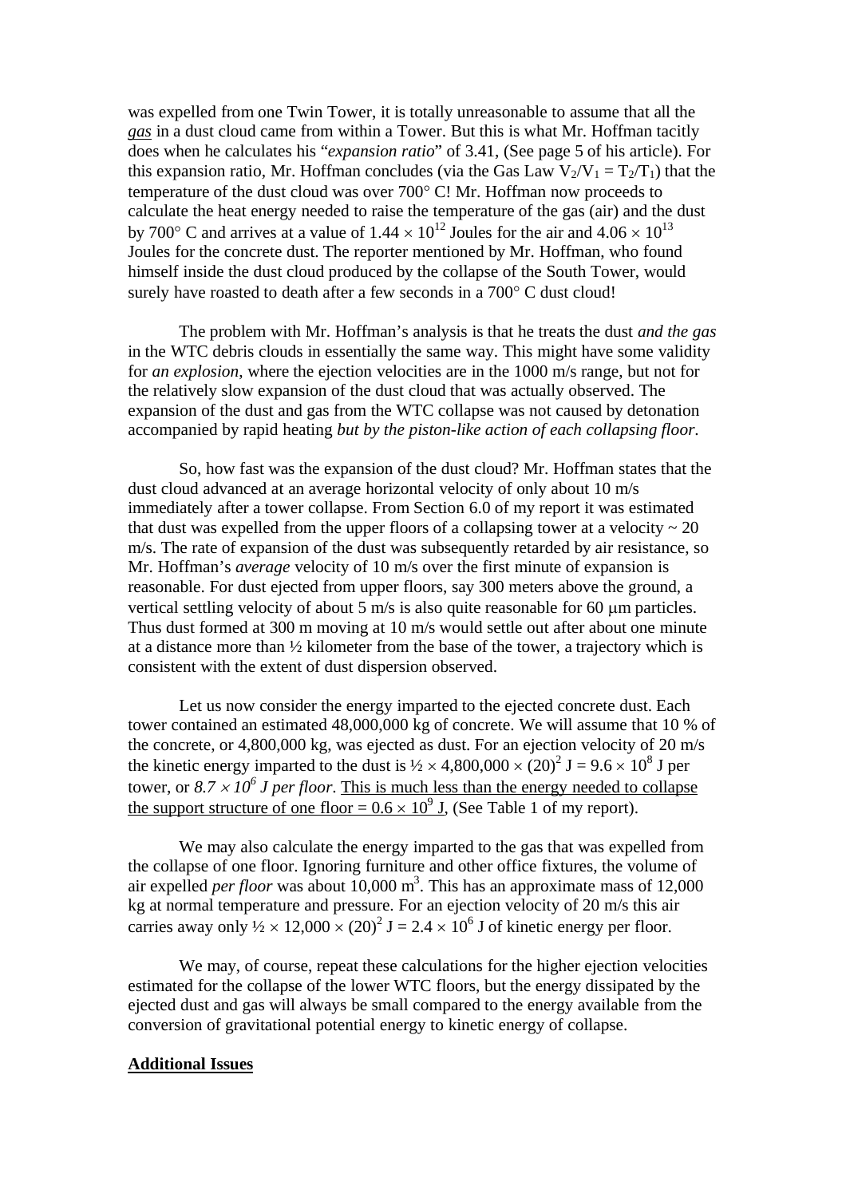was expelled from one Twin Tower, it is totally unreasonable to assume that all the <u>*gas*</u> in a dust cloud came from within a Tower. But this is what Mr. Hoffman tacitly does when he calculates his "*expansion ratio*" of 3.41, (See page 5 of his article). For this expansion ratio, Mr. Hoffman concludes (via the Gas Law $V_2/V_1 = T_2/T_1$) that the temperature of the dust cloud was over 700° C! Mr. Hoffman now proceeds to calculate the heat energy needed to raise the temperature of the gas (air) and the dust by 700° C and arrives at a value of $1.44 \times 10^{12}$ Joules for the air and $4.06 \times 10^{13}$ Joules for the concrete dust. The reporter mentioned by Mr. Hoffman, who found himself inside the dust cloud produced by the collapse of the South Tower, would surely have roasted to death after a few seconds in a 700° C dust cloud!

The problem with Mr. Hoffman's analysis is that he treats the dust *and the gas* in the WTC debris clouds in essentially the same way. This might have some validity for *an explosion*, where the ejection velocities are in the 1000 m/s range, but not for the relatively slow expansion of the dust cloud that was actually observed. The expansion of the dust and gas from the WTC collapse was not caused by detonation accompanied by rapid heating *but by the piston-like action of each collapsing floor*.

So, how fast was the expansion of the dust cloud? Mr. Hoffman states that the dust cloud advanced at an average horizontal velocity of only about 10 m/s immediately after a tower collapse. From Section 6.0 of my report it was estimated that dust was expelled from the upper floors of a collapsing tower at a velocity ~ 20 m/s. The rate of expansion of the dust was subsequently retarded by air resistance, so Mr. Hoffman's *average* velocity of 10 m/s over the first minute of expansion is reasonable. For dust ejected from upper floors, say 300 meters above the ground, a vertical settling velocity of about 5 m/s is also quite reasonable for 60 μm particles. Thus dust formed at 300 m moving at 10 m/s would settle out after about one minute at a distance more than ½ kilometer from the base of the tower, a trajectory which is consistent with the extent of dust dispersion observed.

Let us now consider the energy imparted to the ejected concrete dust. Each tower contained an estimated 48,000,000 kg of concrete. We will assume that 10 % of the concrete, or 4,800,000 kg, was ejected as dust. For an ejection velocity of 20 m/s the kinetic energy imparted to the dust is $\frac{1}{2} \times 4{,}800{,}000 \times (20)^2$ J = $9.6 \times 10^8$ J per tower, or *$8.7 \times 10^6$ J per floor*. <u>This is much less than the energy needed to collapse the support structure of one floor = $0.6 \times 10^9$ J</u>, (See Table 1 of my report).

We may also calculate the energy imparted to the gas that was expelled from the collapse of one floor. Ignoring furniture and other office fixtures, the volume of air expelled *per floor* was about 10,000 $m^3$. This has an approximate mass of 12,000 kg at normal temperature and pressure. For an ejection velocity of 20 m/s this air carries away only $\frac{1}{2} \times 12{,}000 \times (20)^2$ J = $2.4 \times 10^6$ J of kinetic energy per floor.

We may, of course, repeat these calculations for the higher ejection velocities estimated for the collapse of the lower WTC floors, but the energy dissipated by the ejected dust and gas will always be small compared to the energy available from the conversion of gravitational potential energy to kinetic energy of collapse.

**<u>Additional Issues</u>**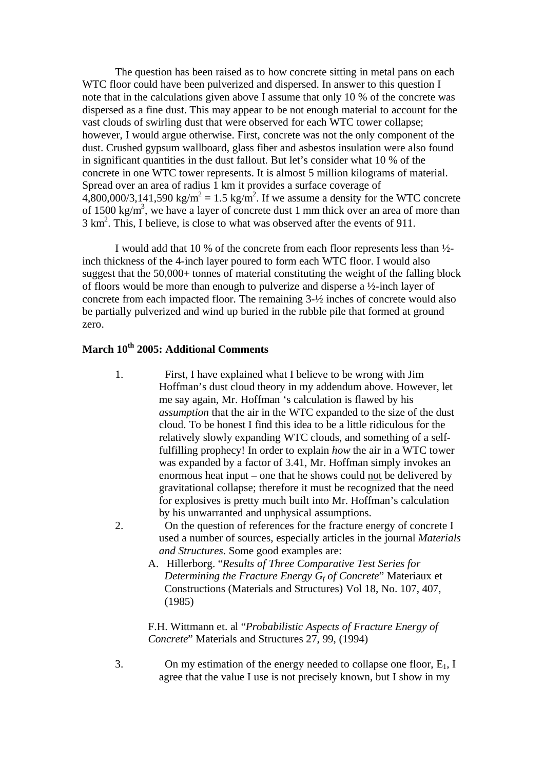The question has been raised as to how concrete sitting in metal pans on each WTC floor could have been pulverized and dispersed. In answer to this question I note that in the calculations given above I assume that only 10 % of the concrete was dispersed as a fine dust. This may appear to be not enough material to account for the vast clouds of swirling dust that were observed for each WTC tower collapse; however, I would argue otherwise. First, concrete was not the only component of the dust. Crushed gypsum wallboard, glass fiber and asbestos insulation were also found in significant quantities in the dust fallout. But let's consider what 10 % of the concrete in one WTC tower represents. It is almost 5 million kilograms of material. Spread over an area of radius 1 km it provides a surface coverage of $4{,}800{,}000/3{,}141{,}590\ \text{kg/m}^2 = 1.5\ \text{kg/m}^2$. If we assume a density for the WTC concrete of $1500\ \text{kg/m}^3$, we have a layer of concrete dust 1 mm thick over an area of more than $3\ \text{km}^2$. This, I believe, is close to what was observed after the events of 911.

I would add that 10 % of the concrete from each floor represents less than ½-inch thickness of the 4-inch layer poured to form each WTC floor. I would also suggest that the 50,000+ tonnes of material constituting the weight of the falling block of floors would be more than enough to pulverize and disperse a ½-inch layer of concrete from each impacted floor. The remaining 3-½ inches of concrete would also be partially pulverized and wind up buried in the rubble pile that formed at ground zero.

## March 10th 2005: Additional Comments

1. First, I have explained what I believe to be wrong with Jim Hoffman's dust cloud theory in my addendum above. However, let me say again, Mr. Hoffman 's calculation is flawed by his *assumption* that the air in the WTC expanded to the size of the dust cloud. To be honest I find this idea to be a little ridiculous for the relatively slowly expanding WTC clouds, and something of a self-fulfilling prophecy! In order to explain *how* the air in a WTC tower was expanded by a factor of 3.41, Mr. Hoffman simply invokes an enormous heat input – one that he shows could not be delivered by gravitational collapse; therefore it must be recognized that the need for explosives is pretty much built into Mr. Hoffman's calculation by his unwarranted and unphysical assumptions.
2. On the question of references for the fracture energy of concrete I used a number of sources, especially articles in the journal *Materials and Structures*. Some good examples are:
   A. Hillerborg. "*Results of Three Comparative Test Series for Determining the Fracture Energy $G_f$ of Concrete*" Materiaux et Constructions (Materials and Structures) Vol 18, No. 107, 407, (1985)

   F.H. Wittmann et. al "*Probabilistic Aspects of Fracture Energy of Concrete*" Materials and Structures 27, 99, (1994)

3. On my estimation of the energy needed to collapse one floor, $E_1$, I agree that the value I use is not precisely known, but I show in my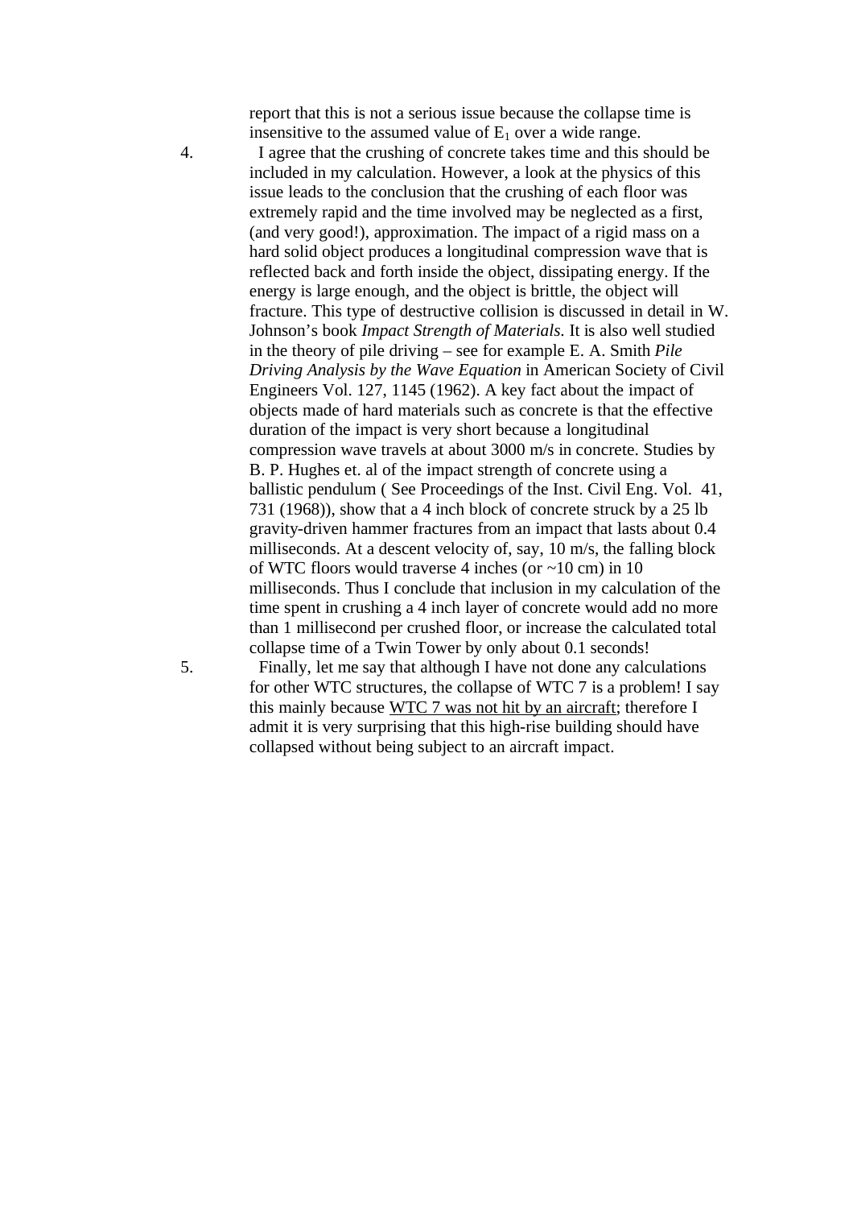report that this is not a serious issue because the collapse time is insensitive to the assumed value of $E_1$ over a wide range.

4. I agree that the crushing of concrete takes time and this should be included in my calculation. However, a look at the physics of this issue leads to the conclusion that the crushing of each floor was extremely rapid and the time involved may be neglected as a first, (and very good!), approximation. The impact of a rigid mass on a hard solid object produces a longitudinal compression wave that is reflected back and forth inside the object, dissipating energy. If the energy is large enough, and the object is brittle, the object will fracture. This type of destructive collision is discussed in detail in W. Johnson's book *Impact Strength of Materials.* It is also well studied in the theory of pile driving – see for example E. A. Smith *Pile Driving Analysis by the Wave Equation* in American Society of Civil Engineers Vol. 127, 1145 (1962). A key fact about the impact of objects made of hard materials such as concrete is that the effective duration of the impact is very short because a longitudinal compression wave travels at about 3000 m/s in concrete. Studies by B. P. Hughes et. al of the impact strength of concrete using a ballistic pendulum ( See Proceedings of the Inst. Civil Eng. Vol. 41, 731 (1968)), show that a 4 inch block of concrete struck by a 25 lb gravity-driven hammer fractures from an impact that lasts about 0.4 milliseconds. At a descent velocity of, say, 10 m/s, the falling block of WTC floors would traverse 4 inches (or ~10 cm) in 10 milliseconds. Thus I conclude that inclusion in my calculation of the time spent in crushing a 4 inch layer of concrete would add no more than 1 millisecond per crushed floor, or increase the calculated total collapse time of a Twin Tower by only about 0.1 seconds!

5. Finally, let me say that although I have not done any calculations for other WTC structures, the collapse of WTC 7 is a problem! I say this mainly because WTC 7 was not hit by an aircraft; therefore I admit it is very surprising that this high-rise building should have collapsed without being subject to an aircraft impact.